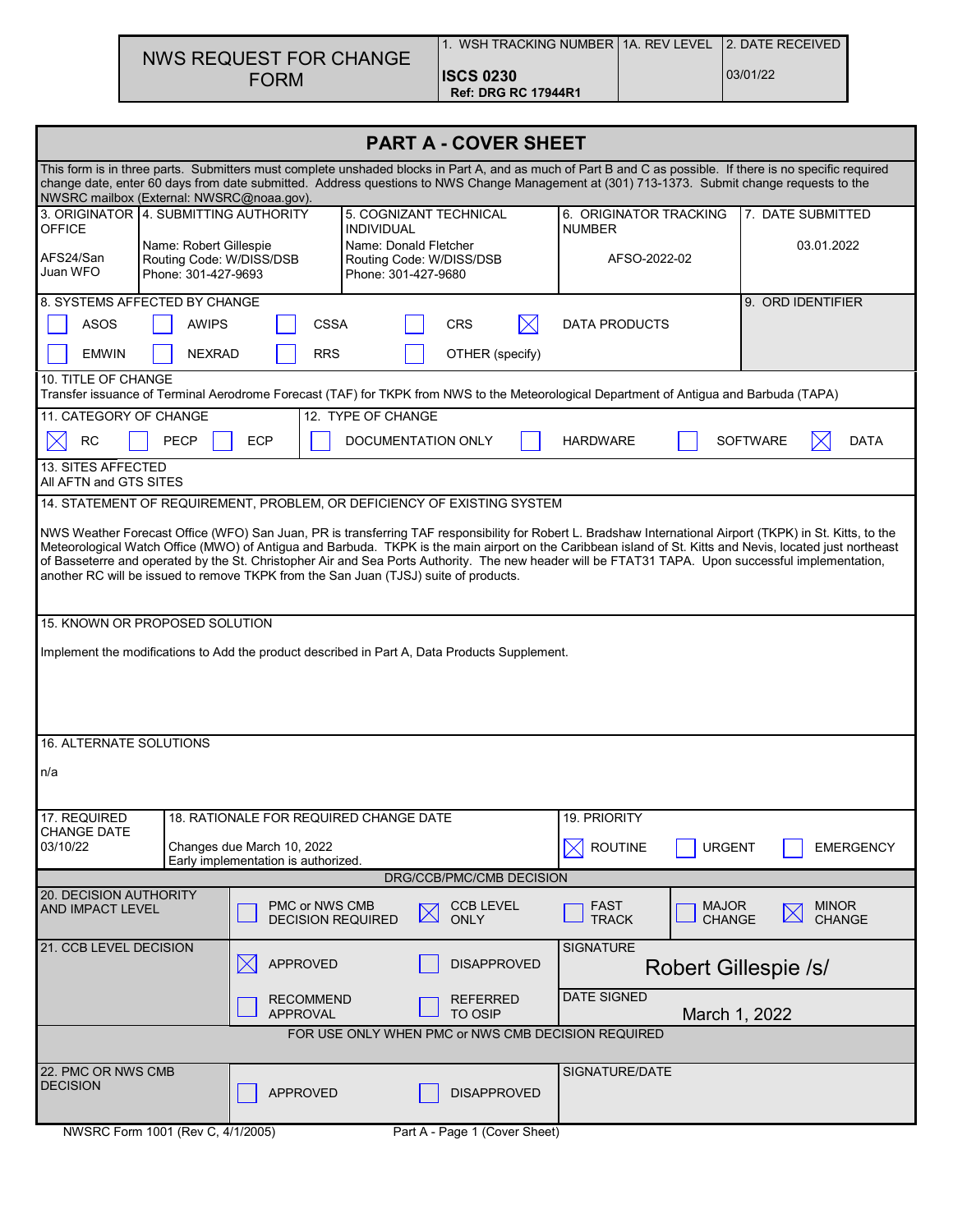| NWS REQUEST FOR CHANGE FORM | 1. WSH TRACKING NUMBER | 1A. REV LEVEL | 2. DATE RECEIVED |
|---|---|---|---|
| | **ISCS 0230** **Ref: DRG RC 17944R1** | | 03/01/22 |

# PART A - COVER SHEET

This form is in three parts. Submitters must complete unshaded blocks in Part A, and as much of Part B and C as possible. If there is no specific required change date, enter 60 days from date submitted. Address questions to NWS Change Management at (301) 713-1373. Submit change requests to the NWSRC mailbox (External: NWSRC@noaa.gov).

| 3. ORIGINATOR OFFICE | 4. SUBMITTING AUTHORITY | 5. COGNIZANT TECHNICAL INDIVIDUAL | 6. ORIGINATOR TRACKING NUMBER | 7. DATE SUBMITTED |
|---|---|---|---|---|
| AFS24/San Juan WFO | Name: Robert Gillespie<br>Routing Code: W/DISS/DSB<br>Phone: 301-427-9693 | Name: Donald Fletcher<br>Routing Code: W/DISS/DSB<br>Phone: 301-427-9680 | AFSO-2022-02 | 03.01.2022 |

**8. SYSTEMS AFFECTED BY CHANGE**

- [ ] ASOS
- [ ] AWIPS
- [ ] CSSA
- [ ] CRS
- [x] DATA PRODUCTS
- [ ] EMWIN
- [ ] NEXRAD
- [ ] RRS
- [ ] OTHER (specify)

**9. ORD IDENTIFIER**

**10. TITLE OF CHANGE**

Transfer issuance of Terminal Aerodrome Forecast (TAF) for TKPK from NWS to the Meteorological Department of Antigua and Barbuda (TAPA)

**11. CATEGORY OF CHANGE**

- [x] RC
- [ ] PECP
- [ ] ECP

**12. TYPE OF CHANGE**

- [ ] DOCUMENTATION ONLY
- [ ] HARDWARE
- [ ] SOFTWARE
- [x] DATA

**13. SITES AFFECTED**

All AFTN and GTS SITES

**14. STATEMENT OF REQUIREMENT, PROBLEM, OR DEFICIENCY OF EXISTING SYSTEM**

NWS Weather Forecast Office (WFO) San Juan, PR is transferring TAF responsibility for Robert L. Bradshaw International Airport (TKPK) in St. Kitts, to the Meteorological Watch Office (MWO) of Antigua and Barbuda. TKPK is the main airport on the Caribbean island of St. Kitts and Nevis, located just northeast of Basseterre and operated by the St. Christopher Air and Sea Ports Authority. The new header will be FTAT31 TAPA. Upon successful implementation, another RC will be issued to remove TKPK from the San Juan (TJSJ) suite of products.

**15. KNOWN OR PROPOSED SOLUTION**

Implement the modifications to Add the product described in Part A, Data Products Supplement.

**16. ALTERNATE SOLUTIONS**

n/a

| 17. REQUIRED CHANGE DATE | 18. RATIONALE FOR REQUIRED CHANGE DATE | 19. PRIORITY |
|---|---|---|
| 03/10/22 | Changes due March 10, 2022<br>Early implementation is authorized. | [x] ROUTINE [ ] URGENT [ ] EMERGENCY |

**DRG/CCB/PMC/CMB DECISION**

**20. DECISION AUTHORITY AND IMPACT LEVEL**

- [ ] PMC or NWS CMB DECISION REQUIRED
- [x] CCB LEVEL ONLY
- [ ] FAST TRACK
- [ ] MAJOR CHANGE
- [x] MINOR CHANGE

**21. CCB LEVEL DECISION**

- [x] APPROVED
- [ ] DISAPPROVED
- [ ] RECOMMEND APPROVAL
- [ ] REFERRED TO OSIP

SIGNATURE: Robert Gillespie /s/

DATE SIGNED: March 1, 2022

**FOR USE ONLY WHEN PMC or NWS CMB DECISION REQUIRED**

**22. PMC OR NWS CMB DECISION**

- [ ] APPROVED
- [ ] DISAPPROVED

SIGNATURE/DATE

NWSRC Form 1001 (Rev C, 4/1/2005) Part A - Page 1 (Cover Sheet)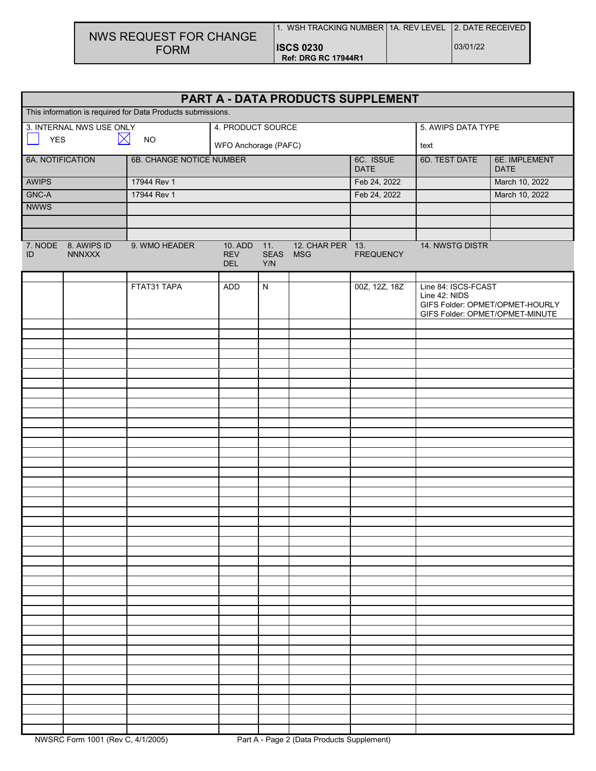| NWS REQUEST FOR CHANGE FORM | 1. WSH TRACKING NUMBER | 1A. REV LEVEL | 2. DATE RECEIVED |
|---|---|---|---|
| | **ISCS 0230** **Ref: DRG RC 17944R1** | | 03/01/22 |

## PART A - DATA PRODUCTS SUPPLEMENT

This information is required for Data Products submissions.

| 3. INTERNAL NWS USE ONLY | 4. PRODUCT SOURCE | 5. AWIPS DATA TYPE |
|---|---|---|
| ☐ YES ☒ NO | WFO Anchorage (PAFC) | text |

| 6A. NOTIFICATION | 6B. CHANGE NOTICE NUMBER | 6C. ISSUE DATE | 6D. TEST DATE | 6E. IMPLEMENT DATE |
|---|---|---|---|---|
| AWIPS | 17944 Rev 1 | Feb 24, 2022 | | March 10, 2022 |
| GNC-A | 17944 Rev 1 | Feb 24, 2022 | | March 10, 2022 |
| NWWS | | | | |

| 7. NODE ID | 8. AWIPS ID NNNXXX | 9. WMO HEADER | 10. ADD REV DEL | 11. SEAS Y/N | 12. CHAR PER MSG | 13. FREQUENCY | 14. NWSTG DISTR |
|---|---|---|---|---|---|---|---|
| | | FTAT31 TAPA | ADD | N | | 00Z, 12Z, 18Z | Line 84: ISCS-FCAST<br>Line 42: NIDS<br>GIFS Folder: OPMET/OPMET-HOURLY<br>GIFS Folder: OPMET/OPMET-MINUTE |

NWSRC Form 1001 (Rev C, 4/1/2005) Part A - Page 2 (Data Products Supplement)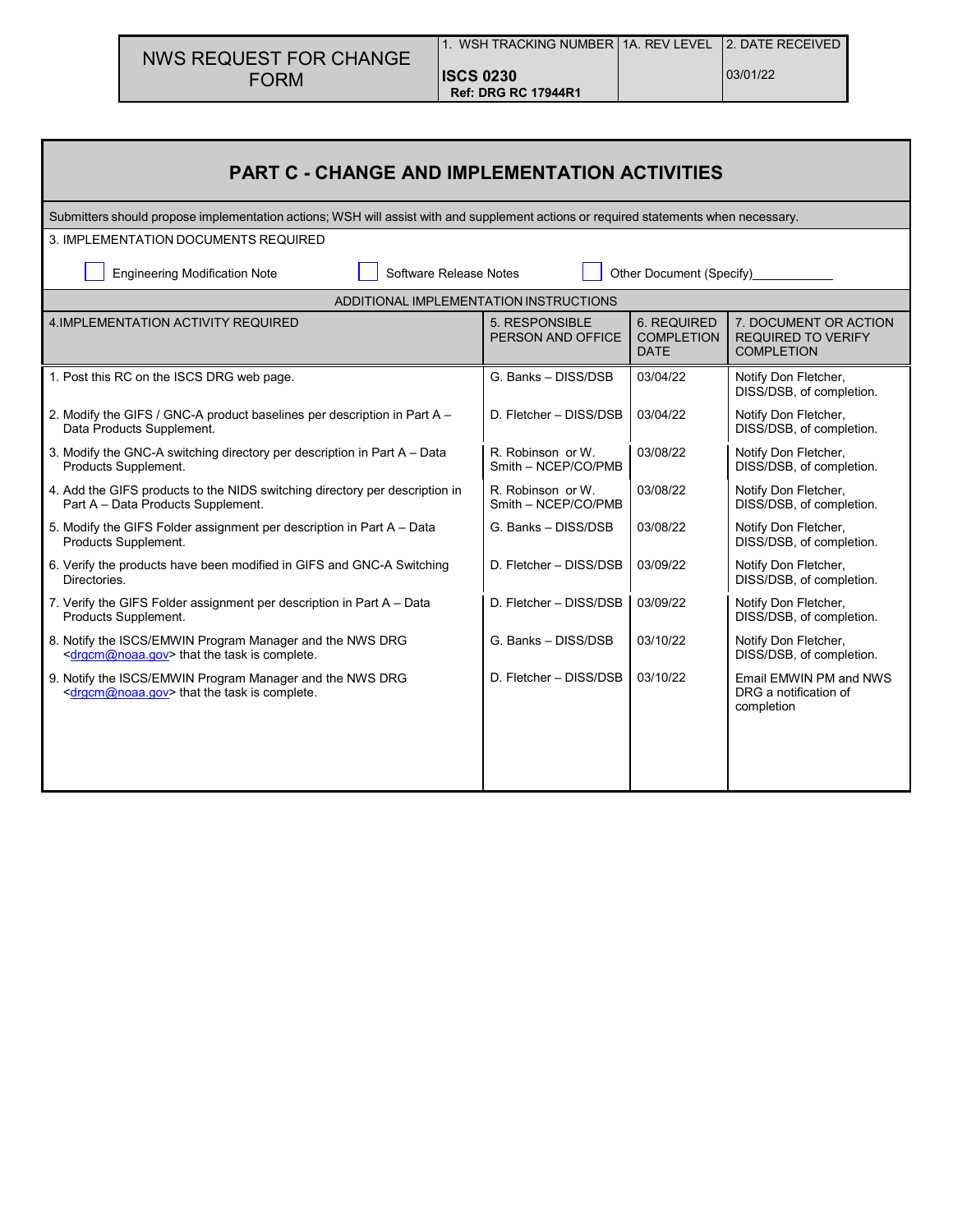| NWS REQUEST FOR CHANGE FORM | 1. WSH TRACKING NUMBER | 1A. REV LEVEL | 2. DATE RECEIVED |
|---|---|---|---|
| | **ISCS 0230**<br>**Ref: DRG RC 17944R1** | | 03/01/22 |

## PART C - CHANGE AND IMPLEMENTATION ACTIVITIES

Submitters should propose implementation actions; WSH will assist with and supplement actions or required statements when necessary.

3. IMPLEMENTATION DOCUMENTS REQUIRED

☐ Engineering Modification Note ☐ Software Release Notes ☐ Other Document (Specify)\_\_\_\_\_\_\_\_\_\_\_\_

ADDITIONAL IMPLEMENTATION INSTRUCTIONS

| 4.IMPLEMENTATION ACTIVITY REQUIRED | 5. RESPONSIBLE PERSON AND OFFICE | 6. REQUIRED COMPLETION DATE | 7. DOCUMENT OR ACTION REQUIRED TO VERIFY COMPLETION |
|---|---|---|---|
| 1. Post this RC on the ISCS DRG web page. | G. Banks – DISS/DSB | 03/04/22 | Notify Don Fletcher, DISS/DSB, of completion. |
| 2. Modify the GIFS / GNC-A product baselines per description in Part A – Data Products Supplement. | D. Fletcher – DISS/DSB | 03/04/22 | Notify Don Fletcher, DISS/DSB, of completion. |
| 3. Modify the GNC-A switching directory per description in Part A – Data Products Supplement. | R. Robinson or W. Smith – NCEP/CO/PMB | 03/08/22 | Notify Don Fletcher, DISS/DSB, of completion. |
| 4. Add the GIFS products to the NIDS switching directory per description in Part A – Data Products Supplement. | R. Robinson or W. Smith – NCEP/CO/PMB | 03/08/22 | Notify Don Fletcher, DISS/DSB, of completion. |
| 5. Modify the GIFS Folder assignment per description in Part A – Data Products Supplement. | G. Banks – DISS/DSB | 03/08/22 | Notify Don Fletcher, DISS/DSB, of completion. |
| 6. Verify the products have been modified in GIFS and GNC-A Switching Directories. | D. Fletcher – DISS/DSB | 03/09/22 | Notify Don Fletcher, DISS/DSB, of completion. |
| 7. Verify the GIFS Folder assignment per description in Part A – Data Products Supplement. | D. Fletcher – DISS/DSB | 03/09/22 | Notify Don Fletcher, DISS/DSB, of completion. |
| 8. Notify the ISCS/EMWIN Program Manager and the NWS DRG <drgcm@noaa.gov> that the task is complete. | G. Banks – DISS/DSB | 03/10/22 | Notify Don Fletcher, DISS/DSB, of completion. |
| 9. Notify the ISCS/EMWIN Program Manager and the NWS DRG <drgcm@noaa.gov> that the task is complete. | D. Fletcher – DISS/DSB | 03/10/22 | Email EMWIN PM and NWS DRG a notification of completion |